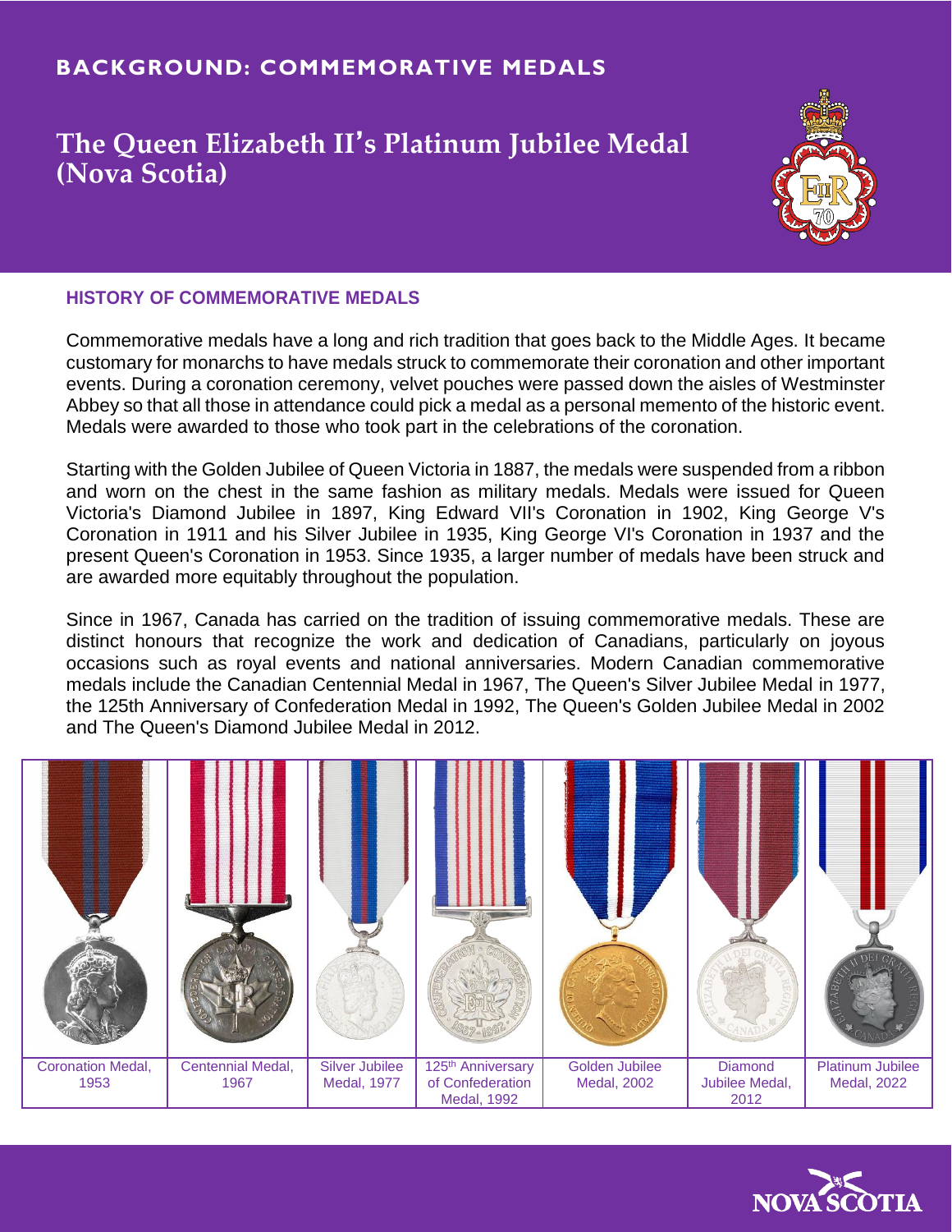**BACKGROUND: COMMEMORATIVE MEDALS**

# The Queen Elizabeth II's Platinum Jubilee Medal (Nova Scotia)

## HISTORY OF COMMEMORATIVE MEDALS

Commemorative medals have a long and rich tradition that goes back to the Middle Ages. It became customary for monarchs to have medals struck to commemorate their coronation and other important events. During a coronation ceremony, velvet pouches were passed down the aisles of Westminster Abbey so that all those in attendance could pick a medal as a personal memento of the historic event. Medals were awarded to those who took part in the celebrations of the coronation.

Starting with the Golden Jubilee of Queen Victoria in 1887, the medals were suspended from a ribbon and worn on the chest in the same fashion as military medals. Medals were issued for Queen Victoria's Diamond Jubilee in 1897, King Edward VII's Coronation in 1902, King George V's Coronation in 1911 and his Silver Jubilee in 1935, King George VI's Coronation in 1937 and the present Queen's Coronation in 1953. Since 1935, a larger number of medals have been struck and are awarded more equitably throughout the population.

Since in 1967, Canada has carried on the tradition of issuing commemorative medals. These are distinct honours that recognize the work and dedication of Canadians, particularly on joyous occasions such as royal events and national anniversaries. Modern Canadian commemorative medals include the Canadian Centennial Medal in 1967, The Queen's Silver Jubilee Medal in 1977, the 125th Anniversary of Confederation Medal in 1992, The Queen's Golden Jubilee Medal in 2002 and The Queen's Diamond Jubilee Medal in 2012.

| Coronation Medal, 1953 | Centennial Medal, 1967 | Silver Jubilee Medal, 1977 | 125th Anniversary of Confederation Medal, 1992 | Golden Jubilee Medal, 2002 | Diamond Jubilee Medal, 2012 | Platinum Jubilee Medal, 2022 |
|---|---|---|---|---|---|---|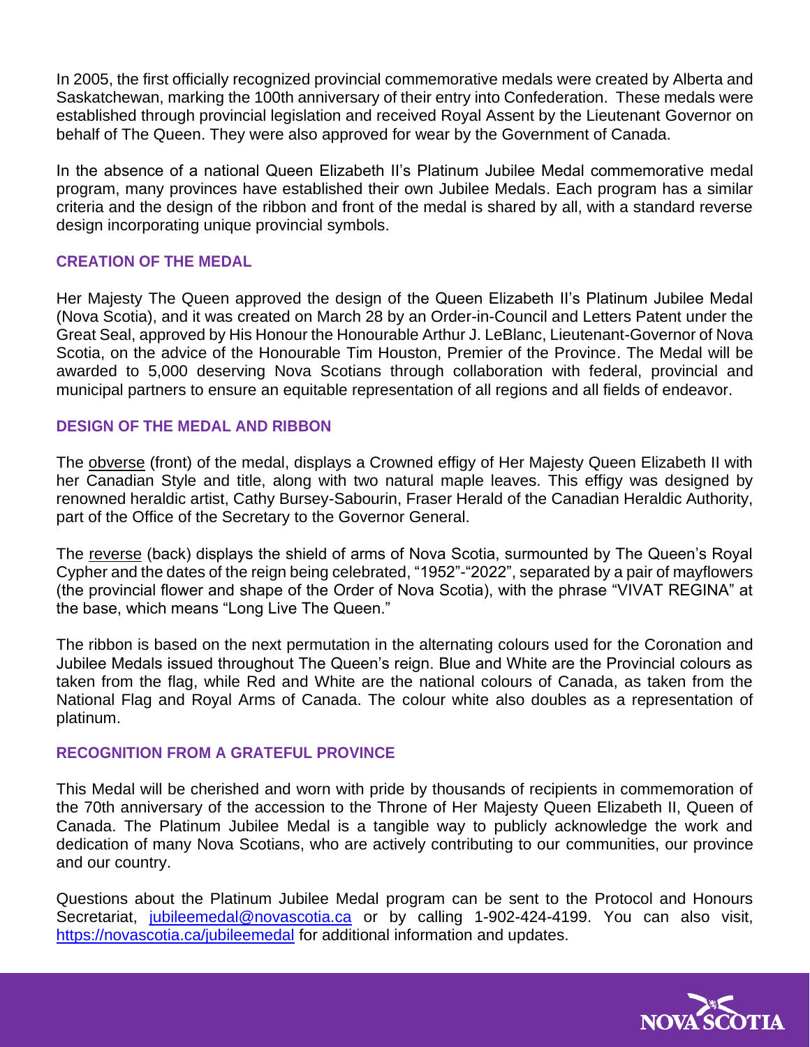In 2005, the first officially recognized provincial commemorative medals were created by Alberta and Saskatchewan, marking the 100th anniversary of their entry into Confederation. These medals were established through provincial legislation and received Royal Assent by the Lieutenant Governor on behalf of The Queen. They were also approved for wear by the Government of Canada.

In the absence of a national Queen Elizabeth II's Platinum Jubilee Medal commemorative medal program, many provinces have established their own Jubilee Medals. Each program has a similar criteria and the design of the ribbon and front of the medal is shared by all, with a standard reverse design incorporating unique provincial symbols.

## CREATION OF THE MEDAL

Her Majesty The Queen approved the design of the Queen Elizabeth II's Platinum Jubilee Medal (Nova Scotia), and it was created on March 28 by an Order-in-Council and Letters Patent under the Great Seal, approved by His Honour the Honourable Arthur J. LeBlanc, Lieutenant-Governor of Nova Scotia, on the advice of the Honourable Tim Houston, Premier of the Province. The Medal will be awarded to 5,000 deserving Nova Scotians through collaboration with federal, provincial and municipal partners to ensure an equitable representation of all regions and all fields of endeavor.

## DESIGN OF THE MEDAL AND RIBBON

The obverse (front) of the medal, displays a Crowned effigy of Her Majesty Queen Elizabeth II with her Canadian Style and title, along with two natural maple leaves. This effigy was designed by renowned heraldic artist, Cathy Bursey-Sabourin, Fraser Herald of the Canadian Heraldic Authority, part of the Office of the Secretary to the Governor General.

The reverse (back) displays the shield of arms of Nova Scotia, surmounted by The Queen's Royal Cypher and the dates of the reign being celebrated, "1952"-"2022", separated by a pair of mayflowers (the provincial flower and shape of the Order of Nova Scotia), with the phrase "VIVAT REGINA" at the base, which means "Long Live The Queen."

The ribbon is based on the next permutation in the alternating colours used for the Coronation and Jubilee Medals issued throughout The Queen's reign. Blue and White are the Provincial colours as taken from the flag, while Red and White are the national colours of Canada, as taken from the National Flag and Royal Arms of Canada. The colour white also doubles as a representation of platinum.

## RECOGNITION FROM A GRATEFUL PROVINCE

This Medal will be cherished and worn with pride by thousands of recipients in commemoration of the 70th anniversary of the accession to the Throne of Her Majesty Queen Elizabeth II, Queen of Canada. The Platinum Jubilee Medal is a tangible way to publicly acknowledge the work and dedication of many Nova Scotians, who are actively contributing to our communities, our province and our country.

Questions about the Platinum Jubilee Medal program can be sent to the Protocol and Honours Secretariat, jubileemedal@novascotia.ca or by calling 1-902-424-4199. You can also visit, https://novascotia.ca/jubileemedal for additional information and updates.

NOVA SCOTIA